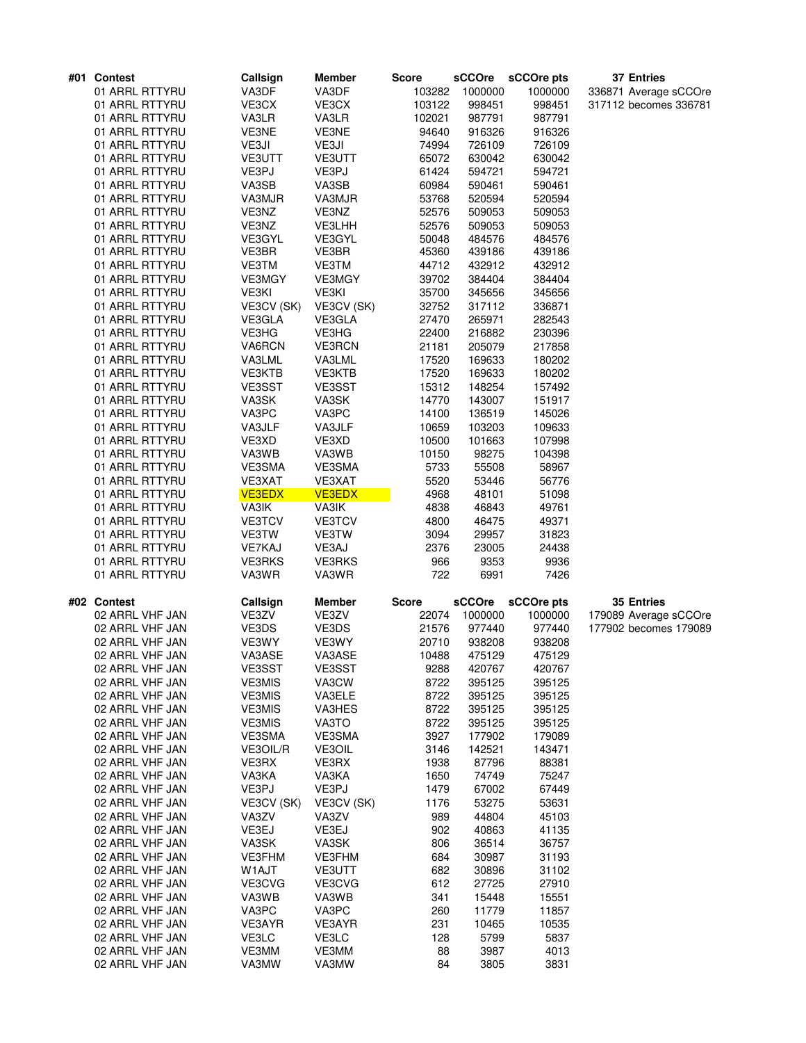| #01 | Contest | Callsign | Member | Score | sCCOre | sCCOre pts | 37 Entries |
|---|---|---|---|---|---|---|---|
| | 01 ARRL RTTYRU | VA3DF | VA3DF | 103282 | 1000000 | 1000000 | 336871 Average sCCOre |
| | 01 ARRL RTTYRU | VE3CX | VE3CX | 103122 | 998451 | 998451 | 317112 becomes 336781 |
| | 01 ARRL RTTYRU | VA3LR | VA3LR | 102021 | 987791 | 987791 | |
| | 01 ARRL RTTYRU | VE3NE | VE3NE | 94640 | 916326 | 916326 | |
| | 01 ARRL RTTYRU | VE3JI | VE3JI | 74994 | 726109 | 726109 | |
| | 01 ARRL RTTYRU | VE3UTT | VE3UTT | 65072 | 630042 | 630042 | |
| | 01 ARRL RTTYRU | VE3PJ | VE3PJ | 61424 | 594721 | 594721 | |
| | 01 ARRL RTTYRU | VA3SB | VA3SB | 60984 | 590461 | 590461 | |
| | 01 ARRL RTTYRU | VA3MJR | VA3MJR | 53768 | 520594 | 520594 | |
| | 01 ARRL RTTYRU | VE3NZ | VE3NZ | 52576 | 509053 | 509053 | |
| | 01 ARRL RTTYRU | VE3NZ | VE3LHH | 52576 | 509053 | 509053 | |
| | 01 ARRL RTTYRU | VE3GYL | VE3GYL | 50048 | 484576 | 484576 | |
| | 01 ARRL RTTYRU | VE3BR | VE3BR | 45360 | 439186 | 439186 | |
| | 01 ARRL RTTYRU | VE3TM | VE3TM | 44712 | 432912 | 432912 | |
| | 01 ARRL RTTYRU | VE3MGY | VE3MGY | 39702 | 384404 | 384404 | |
| | 01 ARRL RTTYRU | VE3KI | VE3KI | 35700 | 345656 | 345656 | |
| | 01 ARRL RTTYRU | VE3CV (SK) | VE3CV (SK) | 32752 | 317112 | 336871 | |
| | 01 ARRL RTTYRU | VE3GLA | VE3GLA | 27470 | 265971 | 282543 | |
| | 01 ARRL RTTYRU | VE3HG | VE3HG | 22400 | 216882 | 230396 | |
| | 01 ARRL RTTYRU | VA6RCN | VE3RCN | 21181 | 205079 | 217858 | |
| | 01 ARRL RTTYRU | VA3LML | VA3LML | 17520 | 169633 | 180202 | |
| | 01 ARRL RTTYRU | VE3KTB | VE3KTB | 17520 | 169633 | 180202 | |
| | 01 ARRL RTTYRU | VE3SST | VE3SST | 15312 | 148254 | 157492 | |
| | 01 ARRL RTTYRU | VA3SK | VA3SK | 14770 | 143007 | 151917 | |
| | 01 ARRL RTTYRU | VA3PC | VA3PC | 14100 | 136519 | 145026 | |
| | 01 ARRL RTTYRU | VA3JLF | VA3JLF | 10659 | 103203 | 109633 | |
| | 01 ARRL RTTYRU | VE3XD | VE3XD | 10500 | 101663 | 107998 | |
| | 01 ARRL RTTYRU | VA3WB | VA3WB | 10150 | 98275 | 104398 | |
| | 01 ARRL RTTYRU | VE3SMA | VE3SMA | 5733 | 55508 | 58967 | |
| | 01 ARRL RTTYRU | VE3XAT | VE3XAT | 5520 | 53446 | 56776 | |
| | 01 ARRL RTTYRU | VE3EDX | VE3EDX | 4968 | 48101 | 51098 | |
| | 01 ARRL RTTYRU | VA3IK | VA3IK | 4838 | 46843 | 49761 | |
| | 01 ARRL RTTYRU | VE3TCV | VE3TCV | 4800 | 46475 | 49371 | |
| | 01 ARRL RTTYRU | VE3TW | VE3TW | 3094 | 29957 | 31823 | |
| | 01 ARRL RTTYRU | VE7KAJ | VE3AJ | 2376 | 23005 | 24438 | |
| | 01 ARRL RTTYRU | VE3RKS | VE3RKS | 966 | 9353 | 9936 | |
| | 01 ARRL RTTYRU | VA3WR | VA3WR | 722 | 6991 | 7426 | |

| #02 | Contest | Callsign | Member | Score | sCCOre | sCCOre pts | 35 Entries |
|---|---|---|---|---|---|---|---|
| | 02 ARRL VHF JAN | VE3ZV | VE3ZV | 22074 | 1000000 | 1000000 | 179089 Average sCCOre |
| | 02 ARRL VHF JAN | VE3DS | VE3DS | 21576 | 977440 | 977440 | 177902 becomes 179089 |
| | 02 ARRL VHF JAN | VE3WY | VE3WY | 20710 | 938208 | 938208 | |
| | 02 ARRL VHF JAN | VA3ASE | VA3ASE | 10488 | 475129 | 475129 | |
| | 02 ARRL VHF JAN | VE3SST | VE3SST | 9288 | 420767 | 420767 | |
| | 02 ARRL VHF JAN | VE3MIS | VA3CW | 8722 | 395125 | 395125 | |
| | 02 ARRL VHF JAN | VE3MIS | VA3ELE | 8722 | 395125 | 395125 | |
| | 02 ARRL VHF JAN | VE3MIS | VA3HES | 8722 | 395125 | 395125 | |
| | 02 ARRL VHF JAN | VE3MIS | VA3TO | 8722 | 395125 | 395125 | |
| | 02 ARRL VHF JAN | VE3SMA | VE3SMA | 3927 | 177902 | 179089 | |
| | 02 ARRL VHF JAN | VE3OIL/R | VE3OIL | 3146 | 142521 | 143471 | |
| | 02 ARRL VHF JAN | VE3RX | VE3RX | 1938 | 87796 | 88381 | |
| | 02 ARRL VHF JAN | VA3KA | VA3KA | 1650 | 74749 | 75247 | |
| | 02 ARRL VHF JAN | VE3PJ | VE3PJ | 1479 | 67002 | 67449 | |
| | 02 ARRL VHF JAN | VE3CV (SK) | VE3CV (SK) | 1176 | 53275 | 53631 | |
| | 02 ARRL VHF JAN | VA3ZV | VA3ZV | 989 | 44804 | 45103 | |
| | 02 ARRL VHF JAN | VE3EJ | VE3EJ | 902 | 40863 | 41135 | |
| | 02 ARRL VHF JAN | VA3SK | VA3SK | 806 | 36514 | 36757 | |
| | 02 ARRL VHF JAN | VE3FHM | VE3FHM | 684 | 30987 | 31193 | |
| | 02 ARRL VHF JAN | W1AJT | VE3UTT | 682 | 30896 | 31102 | |
| | 02 ARRL VHF JAN | VE3CVG | VE3CVG | 612 | 27725 | 27910 | |
| | 02 ARRL VHF JAN | VA3WB | VA3WB | 341 | 15448 | 15551 | |
| | 02 ARRL VHF JAN | VA3PC | VA3PC | 260 | 11779 | 11857 | |
| | 02 ARRL VHF JAN | VE3AYR | VE3AYR | 231 | 10465 | 10535 | |
| | 02 ARRL VHF JAN | VE3LC | VE3LC | 128 | 5799 | 5837 | |
| | 02 ARRL VHF JAN | VE3MM | VE3MM | 88 | 3987 | 4013 | |
| | 02 ARRL VHF JAN | VA3MW | VA3MW | 84 | 3805 | 3831 | |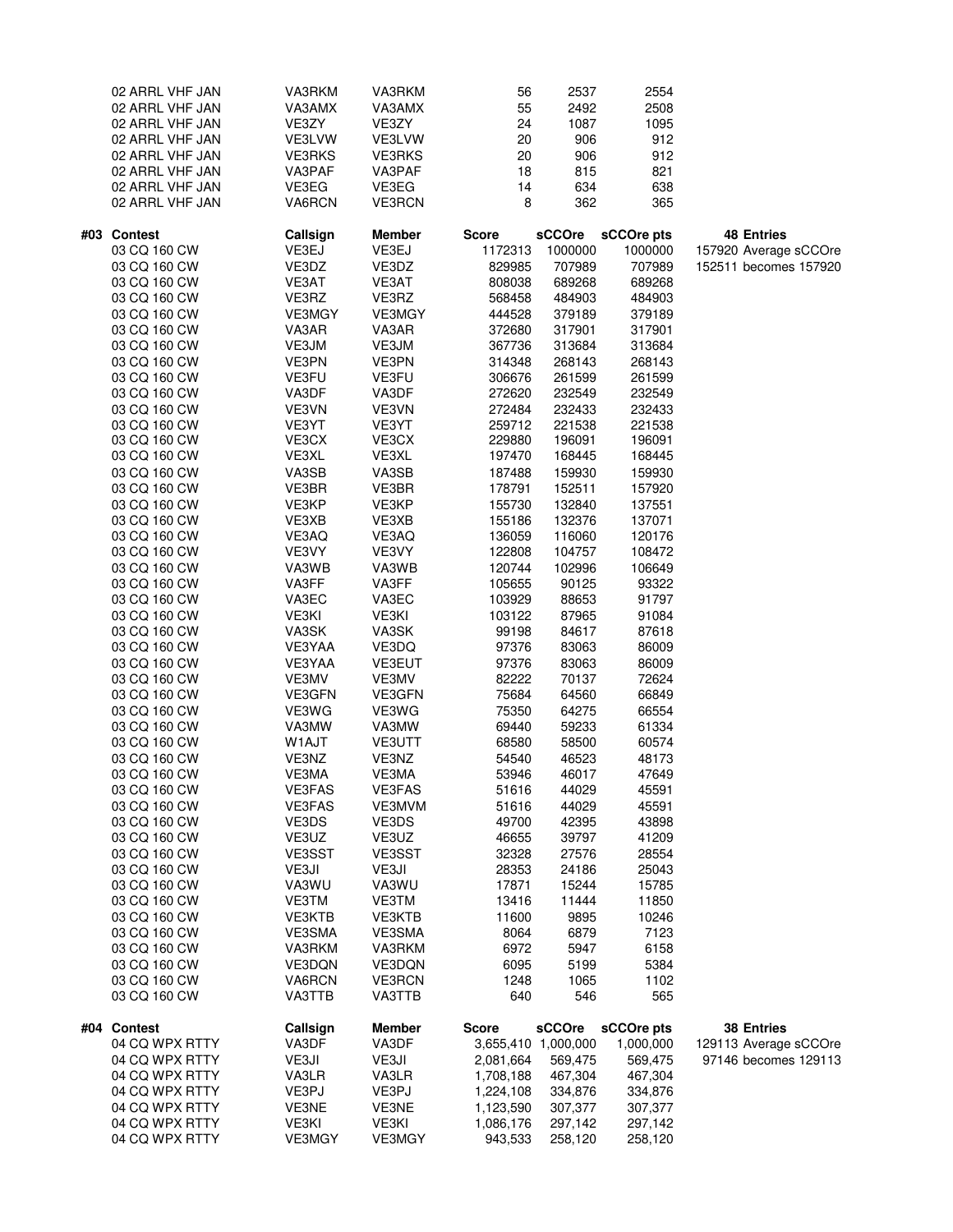| | Contest | Callsign | Member | Score | sCCOre | sCCOre pts | |
|---|---|---|---|---|---|---|---|
| | 02 ARRL VHF JAN | VA3RKM | VA3RKM | 56 | 2537 | 2554 | |
| | 02 ARRL VHF JAN | VA3AMX | VA3AMX | 55 | 2492 | 2508 | |
| | 02 ARRL VHF JAN | VE3ZY | VE3ZY | 24 | 1087 | 1095 | |
| | 02 ARRL VHF JAN | VE3LVW | VE3LVW | 20 | 906 | 912 | |
| | 02 ARRL VHF JAN | VE3RKS | VE3RKS | 20 | 906 | 912 | |
| | 02 ARRL VHF JAN | VA3PAF | VA3PAF | 18 | 815 | 821 | |
| | 02 ARRL VHF JAN | VE3EG | VE3EG | 14 | 634 | 638 | |
| | 02 ARRL VHF JAN | VA6RCN | VE3RCN | 8 | 362 | 365 | |

| #03 | Contest | Callsign | Member | Score | sCCOre | sCCOre pts | 48 Entries |
|---|---|---|---|---|---|---|---|
| | 03 CQ 160 CW | VE3EJ | VE3EJ | 1172313 | 1000000 | 1000000 | 157920 Average sCCOre |
| | 03 CQ 160 CW | VE3DZ | VE3DZ | 829985 | 707989 | 707989 | 152511 becomes 157920 |
| | 03 CQ 160 CW | VE3AT | VE3AT | 808038 | 689268 | 689268 | |
| | 03 CQ 160 CW | VE3RZ | VE3RZ | 568458 | 484903 | 484903 | |
| | 03 CQ 160 CW | VE3MGY | VE3MGY | 444528 | 379189 | 379189 | |
| | 03 CQ 160 CW | VA3AR | VA3AR | 372680 | 317901 | 317901 | |
| | 03 CQ 160 CW | VE3JM | VE3JM | 367736 | 313684 | 313684 | |
| | 03 CQ 160 CW | VE3PN | VE3PN | 314348 | 268143 | 268143 | |
| | 03 CQ 160 CW | VE3FU | VE3FU | 306676 | 261599 | 261599 | |
| | 03 CQ 160 CW | VA3DF | VA3DF | 272620 | 232549 | 232549 | |
| | 03 CQ 160 CW | VE3VN | VE3VN | 272484 | 232433 | 232433 | |
| | 03 CQ 160 CW | VE3YT | VE3YT | 259712 | 221538 | 221538 | |
| | 03 CQ 160 CW | VE3CX | VE3CX | 229880 | 196091 | 196091 | |
| | 03 CQ 160 CW | VE3XL | VE3XL | 197470 | 168445 | 168445 | |
| | 03 CQ 160 CW | VA3SB | VA3SB | 187488 | 159930 | 159930 | |
| | 03 CQ 160 CW | VE3BR | VE3BR | 178791 | 152511 | 157920 | |
| | 03 CQ 160 CW | VE3KP | VE3KP | 155730 | 132840 | 137551 | |
| | 03 CQ 160 CW | VE3XB | VE3XB | 155186 | 132376 | 137071 | |
| | 03 CQ 160 CW | VE3AQ | VE3AQ | 136059 | 116060 | 120176 | |
| | 03 CQ 160 CW | VE3VY | VE3VY | 122808 | 104757 | 108472 | |
| | 03 CQ 160 CW | VA3WB | VA3WB | 120744 | 102996 | 106649 | |
| | 03 CQ 160 CW | VA3FF | VA3FF | 105655 | 90125 | 93322 | |
| | 03 CQ 160 CW | VA3EC | VA3EC | 103929 | 88653 | 91797 | |
| | 03 CQ 160 CW | VE3KI | VE3KI | 103122 | 87965 | 91084 | |
| | 03 CQ 160 CW | VA3SK | VA3SK | 99198 | 84617 | 87618 | |
| | 03 CQ 160 CW | VE3YAA | VE3DQ | 97376 | 83063 | 86009 | |
| | 03 CQ 160 CW | VE3YAA | VE3EUT | 97376 | 83063 | 86009 | |
| | 03 CQ 160 CW | VE3MV | VE3MV | 82222 | 70137 | 72624 | |
| | 03 CQ 160 CW | VE3GFN | VE3GFN | 75684 | 64560 | 66849 | |
| | 03 CQ 160 CW | VE3WG | VE3WG | 75350 | 64275 | 66554 | |
| | 03 CQ 160 CW | VA3MW | VA3MW | 69440 | 59233 | 61334 | |
| | 03 CQ 160 CW | W1AJT | VE3UTT | 68580 | 58500 | 60574 | |
| | 03 CQ 160 CW | VE3NZ | VE3NZ | 54540 | 46523 | 48173 | |
| | 03 CQ 160 CW | VE3MA | VE3MA | 53946 | 46017 | 47649 | |
| | 03 CQ 160 CW | VE3FAS | VE3FAS | 51616 | 44029 | 45591 | |
| | 03 CQ 160 CW | VE3FAS | VE3MVM | 51616 | 44029 | 45591 | |
| | 03 CQ 160 CW | VE3DS | VE3DS | 49700 | 42395 | 43898 | |
| | 03 CQ 160 CW | VE3UZ | VE3UZ | 46655 | 39797 | 41209 | |
| | 03 CQ 160 CW | VE3SST | VE3SST | 32328 | 27576 | 28554 | |
| | 03 CQ 160 CW | VE3JI | VE3JI | 28353 | 24186 | 25043 | |
| | 03 CQ 160 CW | VA3WU | VA3WU | 17871 | 15244 | 15785 | |
| | 03 CQ 160 CW | VE3TM | VE3TM | 13416 | 11444 | 11850 | |
| | 03 CQ 160 CW | VE3KTB | VE3KTB | 11600 | 9895 | 10246 | |
| | 03 CQ 160 CW | VE3SMA | VE3SMA | 8064 | 6879 | 7123 | |
| | 03 CQ 160 CW | VA3RKM | VA3RKM | 6972 | 5947 | 6158 | |
| | 03 CQ 160 CW | VE3DQN | VE3DQN | 6095 | 5199 | 5384 | |
| | 03 CQ 160 CW | VA6RCN | VE3RCN | 1248 | 1065 | 1102 | |
| | 03 CQ 160 CW | VA3TTB | VA3TTB | 640 | 546 | 565 | |

| #04 | Contest | Callsign | Member | Score | sCCOre | sCCOre pts | 38 Entries |
|---|---|---|---|---|---|---|---|
| | 04 CQ WPX RTTY | VA3DF | VA3DF | 3,655,410 | 1,000,000 | 1,000,000 | 129113 Average sCCOre |
| | 04 CQ WPX RTTY | VE3JI | VE3JI | 2,081,664 | 569,475 | 569,475 | 97146 becomes 129113 |
| | 04 CQ WPX RTTY | VA3LR | VA3LR | 1,708,188 | 467,304 | 467,304 | |
| | 04 CQ WPX RTTY | VE3PJ | VE3PJ | 1,224,108 | 334,876 | 334,876 | |
| | 04 CQ WPX RTTY | VE3NE | VE3NE | 1,123,590 | 307,377 | 307,377 | |
| | 04 CQ WPX RTTY | VE3KI | VE3KI | 1,086,176 | 297,142 | 297,142 | |
| | 04 CQ WPX RTTY | VE3MGY | VE3MGY | 943,533 | 258,120 | 258,120 | |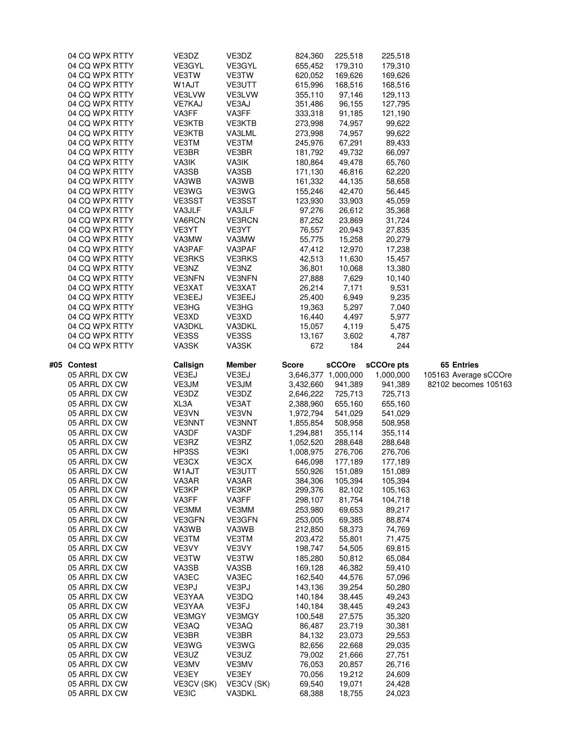| | Contest | Callsign | Member | Score | sCCOre | sCCOre pts | |
|---|---|---|---|---|---|---|---|
| | 04 CQ WPX RTTY | VE3DZ | VE3DZ | 824,360 | 225,518 | 225,518 | |
| | 04 CQ WPX RTTY | VE3GYL | VE3GYL | 655,452 | 179,310 | 179,310 | |
| | 04 CQ WPX RTTY | VE3TW | VE3TW | 620,052 | 169,626 | 169,626 | |
| | 04 CQ WPX RTTY | W1AJT | VE3UTT | 615,996 | 168,516 | 168,516 | |
| | 04 CQ WPX RTTY | VE3LVW | VE3LVW | 355,110 | 97,146 | 129,113 | |
| | 04 CQ WPX RTTY | VE7KAJ | VE3AJ | 351,486 | 96,155 | 127,795 | |
| | 04 CQ WPX RTTY | VA3FF | VA3FF | 333,318 | 91,185 | 121,190 | |
| | 04 CQ WPX RTTY | VE3KTB | VE3KTB | 273,998 | 74,957 | 99,622 | |
| | 04 CQ WPX RTTY | VE3KTB | VA3LML | 273,998 | 74,957 | 99,622 | |
| | 04 CQ WPX RTTY | VE3TM | VE3TM | 245,976 | 67,291 | 89,433 | |
| | 04 CQ WPX RTTY | VE3BR | VE3BR | 181,792 | 49,732 | 66,097 | |
| | 04 CQ WPX RTTY | VA3IK | VA3IK | 180,864 | 49,478 | 65,760 | |
| | 04 CQ WPX RTTY | VA3SB | VA3SB | 171,130 | 46,816 | 62,220 | |
| | 04 CQ WPX RTTY | VA3WB | VA3WB | 161,332 | 44,135 | 58,658 | |
| | 04 CQ WPX RTTY | VE3WG | VE3WG | 155,246 | 42,470 | 56,445 | |
| | 04 CQ WPX RTTY | VE3SST | VE3SST | 123,930 | 33,903 | 45,059 | |
| | 04 CQ WPX RTTY | VA3JLF | VA3JLF | 97,276 | 26,612 | 35,368 | |
| | 04 CQ WPX RTTY | VA6RCN | VE3RCN | 87,252 | 23,869 | 31,724 | |
| | 04 CQ WPX RTTY | VE3YT | VE3YT | 76,557 | 20,943 | 27,835 | |
| | 04 CQ WPX RTTY | VA3MW | VA3MW | 55,775 | 15,258 | 20,279 | |
| | 04 CQ WPX RTTY | VA3PAF | VA3PAF | 47,412 | 12,970 | 17,238 | |
| | 04 CQ WPX RTTY | VE3RKS | VE3RKS | 42,513 | 11,630 | 15,457 | |
| | 04 CQ WPX RTTY | VE3NZ | VE3NZ | 36,801 | 10,068 | 13,380 | |
| | 04 CQ WPX RTTY | VE3NFN | VE3NFN | 27,888 | 7,629 | 10,140 | |
| | 04 CQ WPX RTTY | VE3XAT | VE3XAT | 26,214 | 7,171 | 9,531 | |
| | 04 CQ WPX RTTY | VE3EEJ | VE3EEJ | 25,400 | 6,949 | 9,235 | |
| | 04 CQ WPX RTTY | VE3HG | VE3HG | 19,363 | 5,297 | 7,040 | |
| | 04 CQ WPX RTTY | VE3XD | VE3XD | 16,440 | 4,497 | 5,977 | |
| | 04 CQ WPX RTTY | VA3DKL | VA3DKL | 15,057 | 4,119 | 5,475 | |
| | 04 CQ WPX RTTY | VE3SS | VE3SS | 13,167 | 3,602 | 4,787 | |
| | 04 CQ WPX RTTY | VA3SK | VA3SK | 672 | 184 | 244 | |

| #05 | Contest | Callsign | Member | Score | sCCOre | sCCOre pts | 65 Entries |
|---|---|---|---|---|---|---|---|
| | 05 ARRL DX CW | VE3EJ | VE3EJ | 3,646,377 | 1,000,000 | 1,000,000 | 105163 Average sCCOre |
| | 05 ARRL DX CW | VE3JM | VE3JM | 3,432,660 | 941,389 | 941,389 | 82102 becomes 105163 |
| | 05 ARRL DX CW | VE3DZ | VE3DZ | 2,646,222 | 725,713 | 725,713 | |
| | 05 ARRL DX CW | XL3A | VE3AT | 2,388,960 | 655,160 | 655,160 | |
| | 05 ARRL DX CW | VE3VN | VE3VN | 1,972,794 | 541,029 | 541,029 | |
| | 05 ARRL DX CW | VE3NNT | VE3NNT | 1,855,854 | 508,958 | 508,958 | |
| | 05 ARRL DX CW | VA3DF | VA3DF | 1,294,881 | 355,114 | 355,114 | |
| | 05 ARRL DX CW | VE3RZ | VE3RZ | 1,052,520 | 288,648 | 288,648 | |
| | 05 ARRL DX CW | HP3SS | VE3KI | 1,008,975 | 276,706 | 276,706 | |
| | 05 ARRL DX CW | VE3CX | VE3CX | 646,098 | 177,189 | 177,189 | |
| | 05 ARRL DX CW | W1AJT | VE3UTT | 550,926 | 151,089 | 151,089 | |
| | 05 ARRL DX CW | VA3AR | VA3AR | 384,306 | 105,394 | 105,394 | |
| | 05 ARRL DX CW | VE3KP | VE3KP | 299,376 | 82,102 | 105,163 | |
| | 05 ARRL DX CW | VA3FF | VA3FF | 298,107 | 81,754 | 104,718 | |
| | 05 ARRL DX CW | VE3MM | VE3MM | 253,980 | 69,653 | 89,217 | |
| | 05 ARRL DX CW | VE3GFN | VE3GFN | 253,005 | 69,385 | 88,874 | |
| | 05 ARRL DX CW | VA3WB | VA3WB | 212,850 | 58,373 | 74,769 | |
| | 05 ARRL DX CW | VE3TM | VE3TM | 203,472 | 55,801 | 71,475 | |
| | 05 ARRL DX CW | VE3VY | VE3VY | 198,747 | 54,505 | 69,815 | |
| | 05 ARRL DX CW | VE3TW | VE3TW | 185,280 | 50,812 | 65,084 | |
| | 05 ARRL DX CW | VA3SB | VA3SB | 169,128 | 46,382 | 59,410 | |
| | 05 ARRL DX CW | VA3EC | VA3EC | 162,540 | 44,576 | 57,096 | |
| | 05 ARRL DX CW | VE3PJ | VE3PJ | 143,136 | 39,254 | 50,280 | |
| | 05 ARRL DX CW | VE3YAA | VE3DQ | 140,184 | 38,445 | 49,243 | |
| | 05 ARRL DX CW | VE3YAA | VE3FJ | 140,184 | 38,445 | 49,243 | |
| | 05 ARRL DX CW | VE3MGY | VE3MGY | 100,548 | 27,575 | 35,320 | |
| | 05 ARRL DX CW | VE3AQ | VE3AQ | 86,487 | 23,719 | 30,381 | |
| | 05 ARRL DX CW | VE3BR | VE3BR | 84,132 | 23,073 | 29,553 | |
| | 05 ARRL DX CW | VE3WG | VE3WG | 82,656 | 22,668 | 29,035 | |
| | 05 ARRL DX CW | VE3UZ | VE3UZ | 79,002 | 21,666 | 27,751 | |
| | 05 ARRL DX CW | VE3MV | VE3MV | 76,053 | 20,857 | 26,716 | |
| | 05 ARRL DX CW | VE3EY | VE3EY | 70,056 | 19,212 | 24,609 | |
| | 05 ARRL DX CW | VE3CV (SK) | VE3CV (SK) | 69,540 | 19,071 | 24,428 | |
| | 05 ARRL DX CW | VE3IC | VA3DKL | 68,388 | 18,755 | 24,023 | |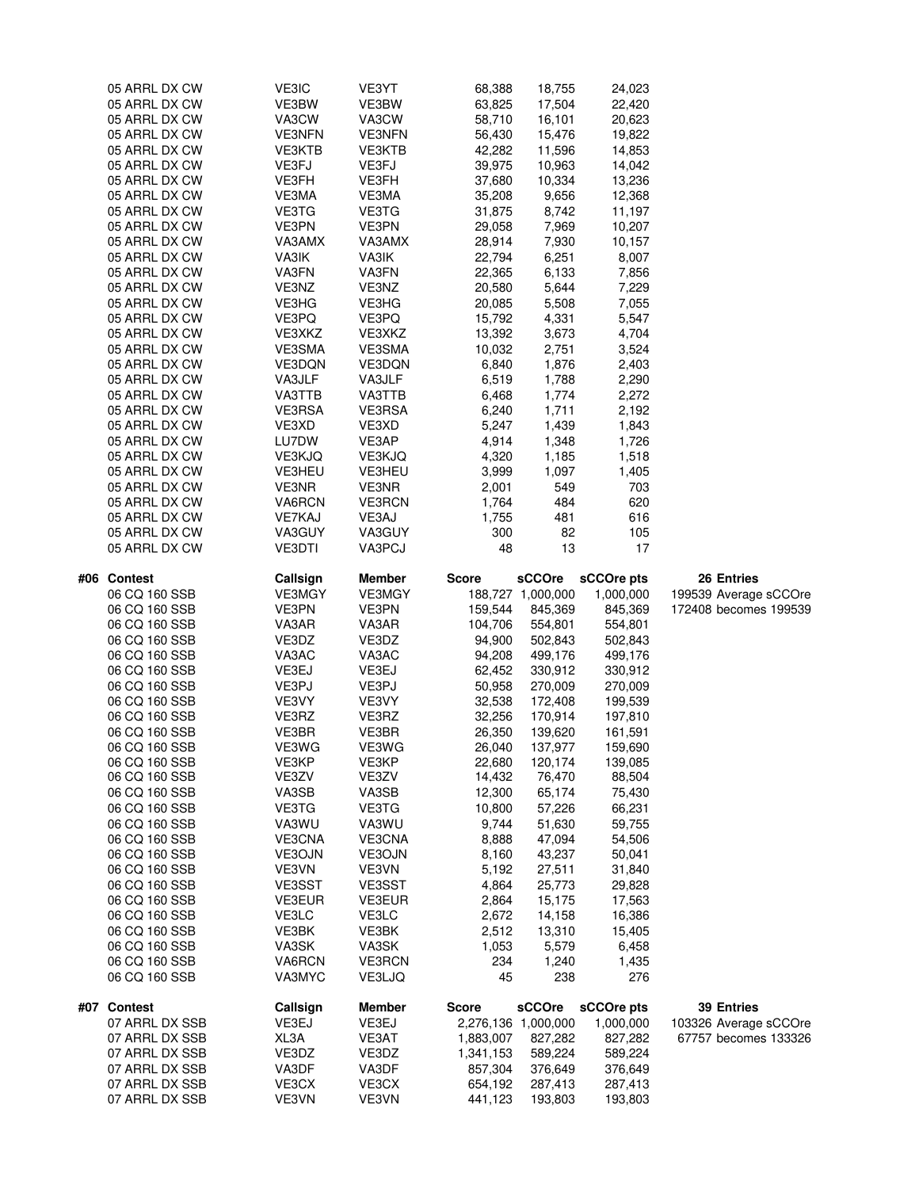| | Contest | Callsign | Member | Score | sCCOre | sCCOre pts | |
|---|---|---|---|---|---|---|---|
| | 05 ARRL DX CW | VE3IC | VE3YT | 68,388 | 18,755 | 24,023 | |
| | 05 ARRL DX CW | VE3BW | VE3BW | 63,825 | 17,504 | 22,420 | |
| | 05 ARRL DX CW | VA3CW | VA3CW | 58,710 | 16,101 | 20,623 | |
| | 05 ARRL DX CW | VE3NFN | VE3NFN | 56,430 | 15,476 | 19,822 | |
| | 05 ARRL DX CW | VE3KTB | VE3KTB | 42,282 | 11,596 | 14,853 | |
| | 05 ARRL DX CW | VE3FJ | VE3FJ | 39,975 | 10,963 | 14,042 | |
| | 05 ARRL DX CW | VE3FH | VE3FH | 37,680 | 10,334 | 13,236 | |
| | 05 ARRL DX CW | VE3MA | VE3MA | 35,208 | 9,656 | 12,368 | |
| | 05 ARRL DX CW | VE3TG | VE3TG | 31,875 | 8,742 | 11,197 | |
| | 05 ARRL DX CW | VE3PN | VE3PN | 29,058 | 7,969 | 10,207 | |
| | 05 ARRL DX CW | VA3AMX | VA3AMX | 28,914 | 7,930 | 10,157 | |
| | 05 ARRL DX CW | VA3IK | VA3IK | 22,794 | 6,251 | 8,007 | |
| | 05 ARRL DX CW | VA3FN | VA3FN | 22,365 | 6,133 | 7,856 | |
| | 05 ARRL DX CW | VE3NZ | VE3NZ | 20,580 | 5,644 | 7,229 | |
| | 05 ARRL DX CW | VE3HG | VE3HG | 20,085 | 5,508 | 7,055 | |
| | 05 ARRL DX CW | VE3PQ | VE3PQ | 15,792 | 4,331 | 5,547 | |
| | 05 ARRL DX CW | VE3XKZ | VE3XKZ | 13,392 | 3,673 | 4,704 | |
| | 05 ARRL DX CW | VE3SMA | VE3SMA | 10,032 | 2,751 | 3,524 | |
| | 05 ARRL DX CW | VE3DQN | VE3DQN | 6,840 | 1,876 | 2,403 | |
| | 05 ARRL DX CW | VA3JLF | VA3JLF | 6,519 | 1,788 | 2,290 | |
| | 05 ARRL DX CW | VA3TTB | VA3TTB | 6,468 | 1,774 | 2,272 | |
| | 05 ARRL DX CW | VE3RSA | VE3RSA | 6,240 | 1,711 | 2,192 | |
| | 05 ARRL DX CW | VE3XD | VE3XD | 5,247 | 1,439 | 1,843 | |
| | 05 ARRL DX CW | LU7DW | VE3AP | 4,914 | 1,348 | 1,726 | |
| | 05 ARRL DX CW | VE3KJQ | VE3KJQ | 4,320 | 1,185 | 1,518 | |
| | 05 ARRL DX CW | VE3HEU | VE3HEU | 3,999 | 1,097 | 1,405 | |
| | 05 ARRL DX CW | VE3NR | VE3NR | 2,001 | 549 | 703 | |
| | 05 ARRL DX CW | VA6RCN | VE3RCN | 1,764 | 484 | 620 | |
| | 05 ARRL DX CW | VE7KAJ | VE3AJ | 1,755 | 481 | 616 | |
| | 05 ARRL DX CW | VA3GUY | VA3GUY | 300 | 82 | 105 | |
| | 05 ARRL DX CW | VE3DTI | VA3PCJ | 48 | 13 | 17 | |
| **#06** | **Contest** | **Callsign** | **Member** | **Score** | **sCCOre** | **sCCOre pts** | **26 Entries** |
| | 06 CQ 160 SSB | VE3MGY | VE3MGY | 188,727 | 1,000,000 | 1,000,000 | 199539 Average sCCOre |
| | 06 CQ 160 SSB | VE3PN | VE3PN | 159,544 | 845,369 | 845,369 | 172408 becomes 199539 |
| | 06 CQ 160 SSB | VA3AR | VA3AR | 104,706 | 554,801 | 554,801 | |
| | 06 CQ 160 SSB | VE3DZ | VE3DZ | 94,900 | 502,843 | 502,843 | |
| | 06 CQ 160 SSB | VA3AC | VA3AC | 94,208 | 499,176 | 499,176 | |
| | 06 CQ 160 SSB | VE3EJ | VE3EJ | 62,452 | 330,912 | 330,912 | |
| | 06 CQ 160 SSB | VE3PJ | VE3PJ | 50,958 | 270,009 | 270,009 | |
| | 06 CQ 160 SSB | VE3VY | VE3VY | 32,538 | 172,408 | 199,539 | |
| | 06 CQ 160 SSB | VE3RZ | VE3RZ | 32,256 | 170,914 | 197,810 | |
| | 06 CQ 160 SSB | VE3BR | VE3BR | 26,350 | 139,620 | 161,591 | |
| | 06 CQ 160 SSB | VE3WG | VE3WG | 26,040 | 137,977 | 159,690 | |
| | 06 CQ 160 SSB | VE3KP | VE3KP | 22,680 | 120,174 | 139,085 | |
| | 06 CQ 160 SSB | VE3ZV | VE3ZV | 14,432 | 76,470 | 88,504 | |
| | 06 CQ 160 SSB | VA3SB | VA3SB | 12,300 | 65,174 | 75,430 | |
| | 06 CQ 160 SSB | VE3TG | VE3TG | 10,800 | 57,226 | 66,231 | |
| | 06 CQ 160 SSB | VA3WU | VA3WU | 9,744 | 51,630 | 59,755 | |
| | 06 CQ 160 SSB | VE3CNA | VE3CNA | 8,888 | 47,094 | 54,506 | |
| | 06 CQ 160 SSB | VE3OJN | VE3OJN | 8,160 | 43,237 | 50,041 | |
| | 06 CQ 160 SSB | VE3VN | VE3VN | 5,192 | 27,511 | 31,840 | |
| | 06 CQ 160 SSB | VE3SST | VE3SST | 4,864 | 25,773 | 29,828 | |
| | 06 CQ 160 SSB | VE3EUR | VE3EUR | 2,864 | 15,175 | 17,563 | |
| | 06 CQ 160 SSB | VE3LC | VE3LC | 2,672 | 14,158 | 16,386 | |
| | 06 CQ 160 SSB | VE3BK | VE3BK | 2,512 | 13,310 | 15,405 | |
| | 06 CQ 160 SSB | VA3SK | VA3SK | 1,053 | 5,579 | 6,458 | |
| | 06 CQ 160 SSB | VA6RCN | VE3RCN | 234 | 1,240 | 1,435 | |
| | 06 CQ 160 SSB | VA3MYC | VE3LJQ | 45 | 238 | 276 | |
| **#07** | **Contest** | **Callsign** | **Member** | **Score** | **sCCOre** | **sCCOre pts** | **39 Entries** |
| | 07 ARRL DX SSB | VE3EJ | VE3EJ | 2,276,136 | 1,000,000 | 1,000,000 | 103326 Average sCCOre |
| | 07 ARRL DX SSB | XL3A | VE3AT | 1,883,007 | 827,282 | 827,282 | 67757 becomes 133326 |
| | 07 ARRL DX SSB | VE3DZ | VE3DZ | 1,341,153 | 589,224 | 589,224 | |
| | 07 ARRL DX SSB | VA3DF | VA3DF | 857,304 | 376,649 | 376,649 | |
| | 07 ARRL DX SSB | VE3CX | VE3CX | 654,192 | 287,413 | 287,413 | |
| | 07 ARRL DX SSB | VE3VN | VE3VN | 441,123 | 193,803 | 193,803 | |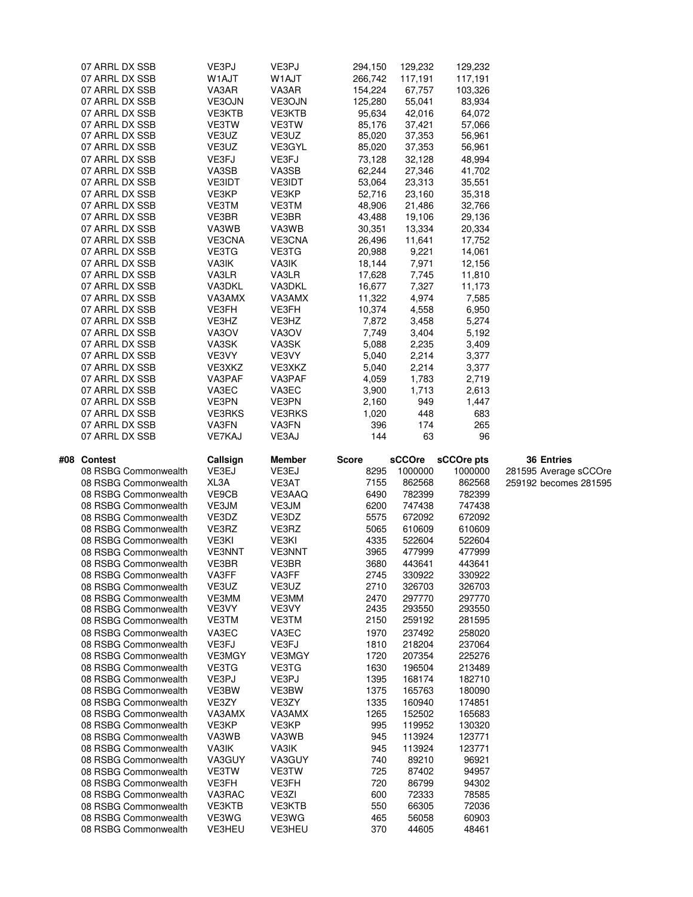| | | | | | |
|---|---|---|---|---|---|
| 07 ARRL DX SSB | VE3PJ | VE3PJ | 294,150 | 129,232 | 129,232 |
| 07 ARRL DX SSB | W1AJT | W1AJT | 266,742 | 117,191 | 117,191 |
| 07 ARRL DX SSB | VA3AR | VA3AR | 154,224 | 67,757 | 103,326 |
| 07 ARRL DX SSB | VE3OJN | VE3OJN | 125,280 | 55,041 | 83,934 |
| 07 ARRL DX SSB | VE3KTB | VE3KTB | 95,634 | 42,016 | 64,072 |
| 07 ARRL DX SSB | VE3TW | VE3TW | 85,176 | 37,421 | 57,066 |
| 07 ARRL DX SSB | VE3UZ | VE3UZ | 85,020 | 37,353 | 56,961 |
| 07 ARRL DX SSB | VE3UZ | VE3GYL | 85,020 | 37,353 | 56,961 |
| 07 ARRL DX SSB | VE3FJ | VE3FJ | 73,128 | 32,128 | 48,994 |
| 07 ARRL DX SSB | VA3SB | VA3SB | 62,244 | 27,346 | 41,702 |
| 07 ARRL DX SSB | VE3IDT | VE3IDT | 53,064 | 23,313 | 35,551 |
| 07 ARRL DX SSB | VE3KP | VE3KP | 52,716 | 23,160 | 35,318 |
| 07 ARRL DX SSB | VE3TM | VE3TM | 48,906 | 21,486 | 32,766 |
| 07 ARRL DX SSB | VE3BR | VE3BR | 43,488 | 19,106 | 29,136 |
| 07 ARRL DX SSB | VA3WB | VA3WB | 30,351 | 13,334 | 20,334 |
| 07 ARRL DX SSB | VE3CNA | VE3CNA | 26,496 | 11,641 | 17,752 |
| 07 ARRL DX SSB | VE3TG | VE3TG | 20,988 | 9,221 | 14,061 |
| 07 ARRL DX SSB | VA3IK | VA3IK | 18,144 | 7,971 | 12,156 |
| 07 ARRL DX SSB | VA3LR | VA3LR | 17,628 | 7,745 | 11,810 |
| 07 ARRL DX SSB | VA3DKL | VA3DKL | 16,677 | 7,327 | 11,173 |
| 07 ARRL DX SSB | VA3AMX | VA3AMX | 11,322 | 4,974 | 7,585 |
| 07 ARRL DX SSB | VE3FH | VE3FH | 10,374 | 4,558 | 6,950 |
| 07 ARRL DX SSB | VE3HZ | VE3HZ | 7,872 | 3,458 | 5,274 |
| 07 ARRL DX SSB | VA3OV | VA3OV | 7,749 | 3,404 | 5,192 |
| 07 ARRL DX SSB | VA3SK | VA3SK | 5,088 | 2,235 | 3,409 |
| 07 ARRL DX SSB | VE3VY | VE3VY | 5,040 | 2,214 | 3,377 |
| 07 ARRL DX SSB | VE3XKZ | VE3XKZ | 5,040 | 2,214 | 3,377 |
| 07 ARRL DX SSB | VA3PAF | VA3PAF | 4,059 | 1,783 | 2,719 |
| 07 ARRL DX SSB | VA3EC | VA3EC | 3,900 | 1,713 | 2,613 |
| 07 ARRL DX SSB | VE3PN | VE3PN | 2,160 | 949 | 1,447 |
| 07 ARRL DX SSB | VE3RKS | VE3RKS | 1,020 | 448 | 683 |
| 07 ARRL DX SSB | VA3FN | VA3FN | 396 | 174 | 265 |
| 07 ARRL DX SSB | VE7KAJ | VE3AJ | 144 | 63 | 96 |

| #08 Contest | Callsign | Member | Score | sCCOre | sCCOre pts | 36 Entries |
|---|---|---|---|---|---|---|
| 08 RSBG Commonwealth | VE3EJ | VE3EJ | 8295 | 1000000 | 1000000 | 281595 Average sCCOre |
| 08 RSBG Commonwealth | XL3A | VE3AT | 7155 | 862568 | 862568 | 259192 becomes 281595 |
| 08 RSBG Commonwealth | VE9CB | VE3AAQ | 6490 | 782399 | 782399 | |
| 08 RSBG Commonwealth | VE3JM | VE3JM | 6200 | 747438 | 747438 | |
| 08 RSBG Commonwealth | VE3DZ | VE3DZ | 5575 | 672092 | 672092 | |
| 08 RSBG Commonwealth | VE3RZ | VE3RZ | 5065 | 610609 | 610609 | |
| 08 RSBG Commonwealth | VE3KI | VE3KI | 4335 | 522604 | 522604 | |
| 08 RSBG Commonwealth | VE3NNT | VE3NNT | 3965 | 477999 | 477999 | |
| 08 RSBG Commonwealth | VE3BR | VE3BR | 3680 | 443641 | 443641 | |
| 08 RSBG Commonwealth | VA3FF | VA3FF | 2745 | 330922 | 330922 | |
| 08 RSBG Commonwealth | VE3UZ | VE3UZ | 2710 | 326703 | 326703 | |
| 08 RSBG Commonwealth | VE3MM | VE3MM | 2470 | 297770 | 297770 | |
| 08 RSBG Commonwealth | VE3VY | VE3VY | 2435 | 293550 | 293550 | |
| 08 RSBG Commonwealth | VE3TM | VE3TM | 2150 | 259192 | 281595 | |
| 08 RSBG Commonwealth | VA3EC | VA3EC | 1970 | 237492 | 258020 | |
| 08 RSBG Commonwealth | VE3FJ | VE3FJ | 1810 | 218204 | 237064 | |
| 08 RSBG Commonwealth | VE3MGY | VE3MGY | 1720 | 207354 | 225276 | |
| 08 RSBG Commonwealth | VE3TG | VE3TG | 1630 | 196504 | 213489 | |
| 08 RSBG Commonwealth | VE3PJ | VE3PJ | 1395 | 168174 | 182710 | |
| 08 RSBG Commonwealth | VE3BW | VE3BW | 1375 | 165763 | 180090 | |
| 08 RSBG Commonwealth | VE3ZY | VE3ZY | 1335 | 160940 | 174851 | |
| 08 RSBG Commonwealth | VA3AMX | VA3AMX | 1265 | 152502 | 165683 | |
| 08 RSBG Commonwealth | VE3KP | VE3KP | 995 | 119952 | 130320 | |
| 08 RSBG Commonwealth | VA3WB | VA3WB | 945 | 113924 | 123771 | |
| 08 RSBG Commonwealth | VA3IK | VA3IK | 945 | 113924 | 123771 | |
| 08 RSBG Commonwealth | VA3GUY | VA3GUY | 740 | 89210 | 96921 | |
| 08 RSBG Commonwealth | VE3TW | VE3TW | 725 | 87402 | 94957 | |
| 08 RSBG Commonwealth | VE3FH | VE3FH | 720 | 86799 | 94302 | |
| 08 RSBG Commonwealth | VA3RAC | VE3ZI | 600 | 72333 | 78585 | |
| 08 RSBG Commonwealth | VE3KTB | VE3KTB | 550 | 66305 | 72036 | |
| 08 RSBG Commonwealth | VE3WG | VE3WG | 465 | 56058 | 60903 | |
| 08 RSBG Commonwealth | VE3HEU | VE3HEU | 370 | 44605 | 48461 | |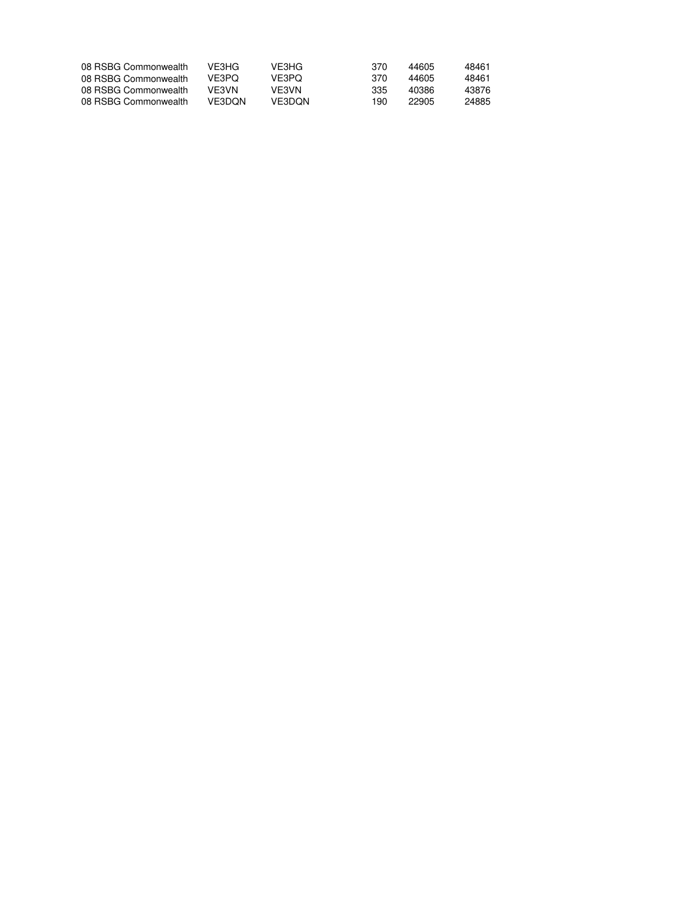| | | | | | |
|---|---|---|---|---|---|
| 08 RSBG Commonwealth | VE3HG | VE3HG | 370 | 44605 | 48461 |
| 08 RSBG Commonwealth | VE3PQ | VE3PQ | 370 | 44605 | 48461 |
| 08 RSBG Commonwealth | VE3VN | VE3VN | 335 | 40386 | 43876 |
| 08 RSBG Commonwealth | VE3DQN | VE3DQN | 190 | 22905 | 24885 |